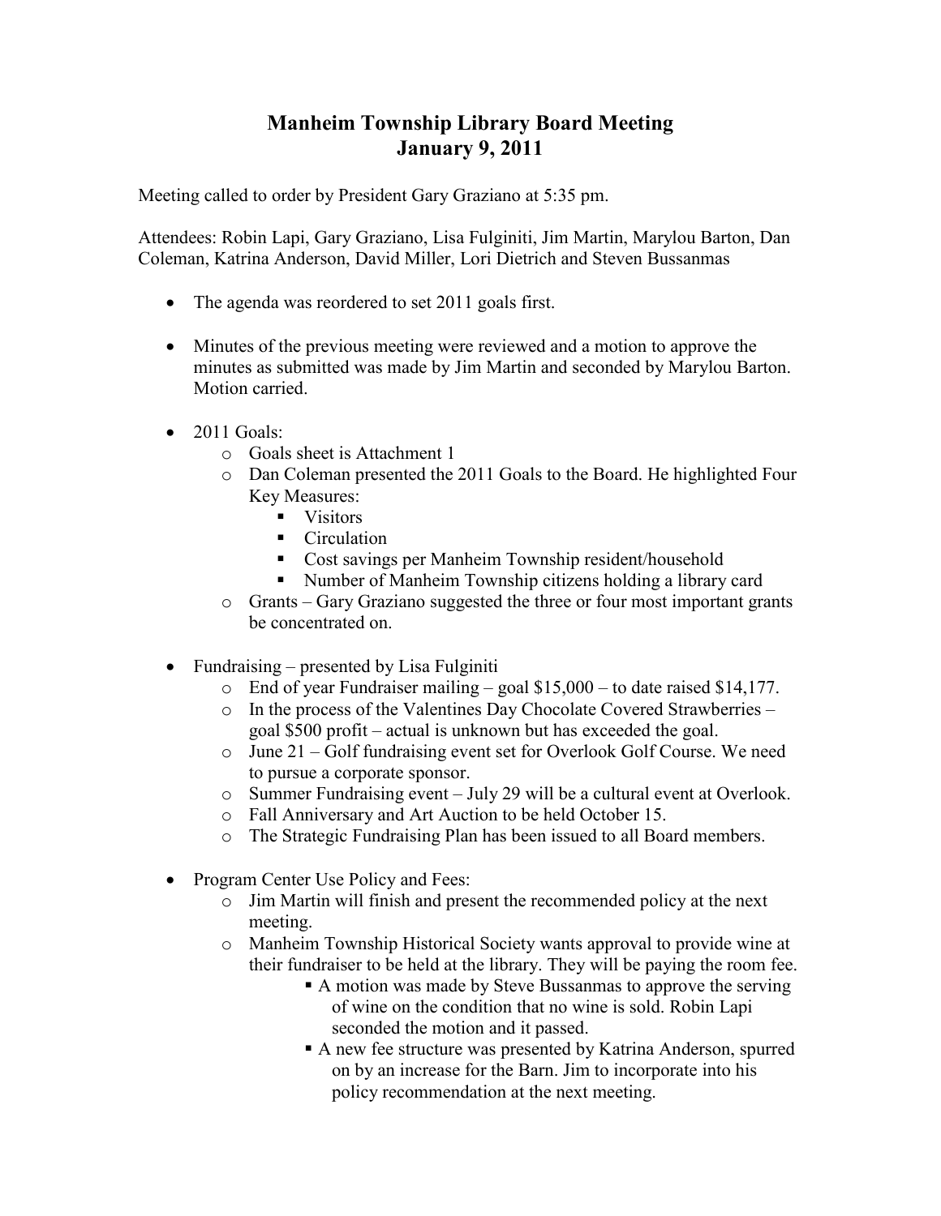# Manheim Township Library Board Meeting
## January 9, 2011

Meeting called to order by President Gary Graziano at 5:35 pm.

Attendees: Robin Lapi, Gary Graziano, Lisa Fulginiti, Jim Martin, Marylou Barton, Dan Coleman, Katrina Anderson, David Miller, Lori Dietrich and Steven Bussanmas

- The agenda was reordered to set 2011 goals first.

- Minutes of the previous meeting were reviewed and a motion to approve the minutes as submitted was made by Jim Martin and seconded by Marylou Barton. Motion carried.

- 2011 Goals:
  - Goals sheet is Attachment 1
  - Dan Coleman presented the 2011 Goals to the Board. He highlighted Four Key Measures:
    - Visitors
    - Circulation
    - Cost savings per Manheim Township resident/household
    - Number of Manheim Township citizens holding a library card
  - Grants – Gary Graziano suggested the three or four most important grants be concentrated on.

- Fundraising – presented by Lisa Fulginiti
  - End of year Fundraiser mailing – goal $15,000 – to date raised $14,177.
  - In the process of the Valentines Day Chocolate Covered Strawberries – goal $500 profit – actual is unknown but has exceeded the goal.
  - June 21 – Golf fundraising event set for Overlook Golf Course. We need to pursue a corporate sponsor.
  - Summer Fundraising event – July 29 will be a cultural event at Overlook.
  - Fall Anniversary and Art Auction to be held October 15.
  - The Strategic Fundraising Plan has been issued to all Board members.

- Program Center Use Policy and Fees:
  - Jim Martin will finish and present the recommended policy at the next meeting.
  - Manheim Township Historical Society wants approval to provide wine at their fundraiser to be held at the library. They will be paying the room fee.
    - A motion was made by Steve Bussanmas to approve the serving of wine on the condition that no wine is sold. Robin Lapi seconded the motion and it passed.
    - A new fee structure was presented by Katrina Anderson, spurred on by an increase for the Barn. Jim to incorporate into his policy recommendation at the next meeting.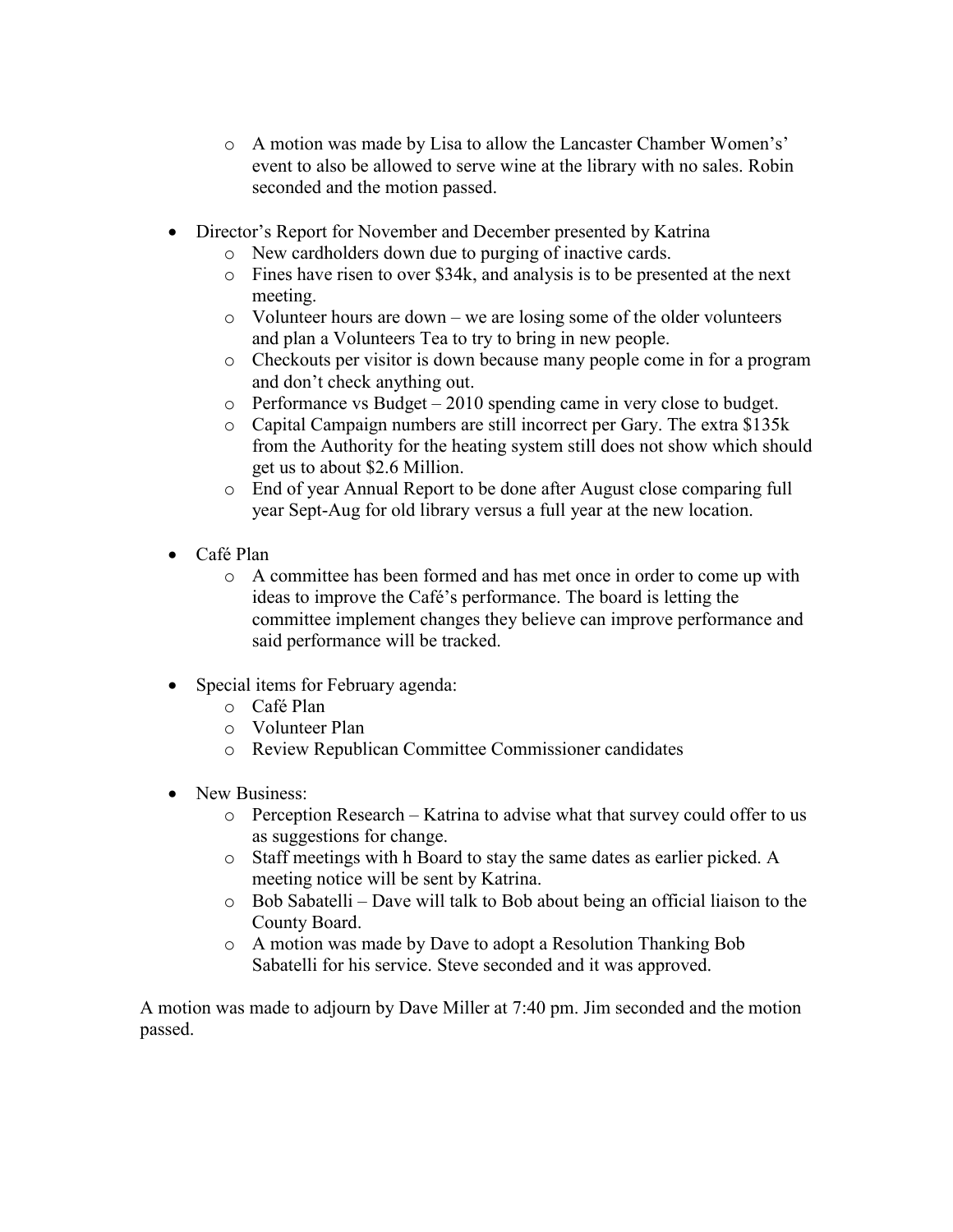- A motion was made by Lisa to allow the Lancaster Chamber Women's' event to also be allowed to serve wine at the library with no sales. Robin seconded and the motion passed.

- Director's Report for November and December presented by Katrina
  - New cardholders down due to purging of inactive cards.
  - Fines have risen to over $34k, and analysis is to be presented at the next meeting.
  - Volunteer hours are down – we are losing some of the older volunteers and plan a Volunteers Tea to try to bring in new people.
  - Checkouts per visitor is down because many people come in for a program and don't check anything out.
  - Performance vs Budget – 2010 spending came in very close to budget.
  - Capital Campaign numbers are still incorrect per Gary. The extra $135k from the Authority for the heating system still does not show which should get us to about $2.6 Million.
  - End of year Annual Report to be done after August close comparing full year Sept-Aug for old library versus a full year at the new location.

- Café Plan
  - A committee has been formed and has met once in order to come up with ideas to improve the Café's performance. The board is letting the committee implement changes they believe can improve performance and said performance will be tracked.

- Special items for February agenda:
  - Café Plan
  - Volunteer Plan
  - Review Republican Committee Commissioner candidates

- New Business:
  - Perception Research – Katrina to advise what that survey could offer to us as suggestions for change.
  - Staff meetings with h Board to stay the same dates as earlier picked. A meeting notice will be sent by Katrina.
  - Bob Sabatelli – Dave will talk to Bob about being an official liaison to the County Board.
  - A motion was made by Dave to adopt a Resolution Thanking Bob Sabatelli for his service. Steve seconded and it was approved.

A motion was made to adjourn by Dave Miller at 7:40 pm. Jim seconded and the motion passed.